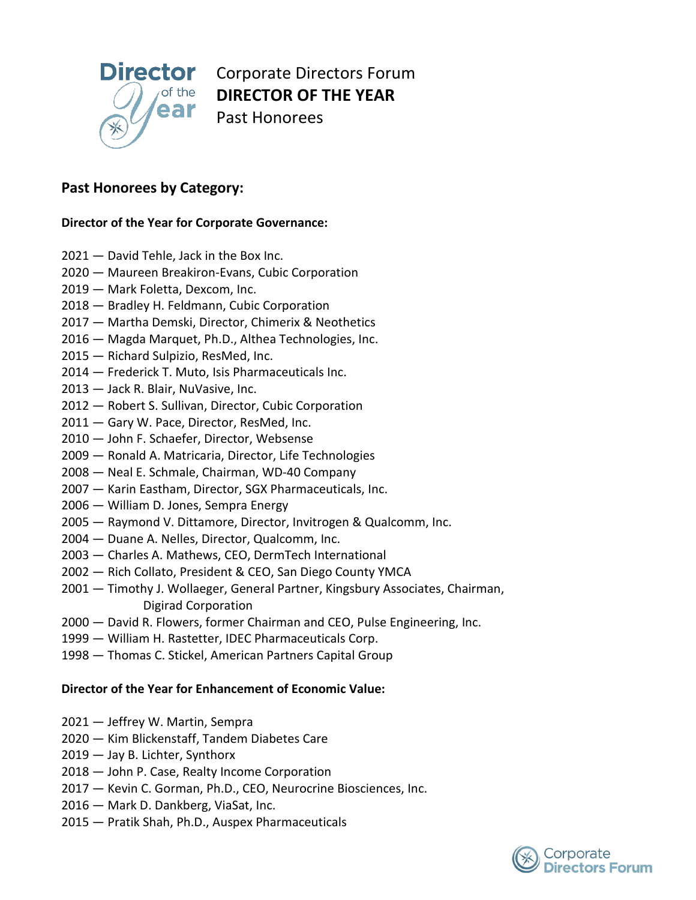# Corporate Directors Forum
# DIRECTOR OF THE YEAR
# Past Honorees

## Past Honorees by Category:

### Director of the Year for Corporate Governance:

2021 — David Tehle, Jack in the Box Inc.
2020 — Maureen Breakiron-Evans, Cubic Corporation
2019 — Mark Foletta, Dexcom, Inc.
2018 — Bradley H. Feldmann, Cubic Corporation
2017 — Martha Demski, Director, Chimerix & Neothetics
2016 — Magda Marquet, Ph.D., Althea Technologies, Inc.
2015 — Richard Sulpizio, ResMed, Inc.
2014 — Frederick T. Muto, Isis Pharmaceuticals Inc.
2013 — Jack R. Blair, NuVasive, Inc.
2012 — Robert S. Sullivan, Director, Cubic Corporation
2011 — Gary W. Pace, Director, ResMed, Inc.
2010 — John F. Schaefer, Director, Websense
2009 — Ronald A. Matricaria, Director, Life Technologies
2008 — Neal E. Schmale, Chairman, WD-40 Company
2007 — Karin Eastham, Director, SGX Pharmaceuticals, Inc.
2006 — William D. Jones, Sempra Energy
2005 — Raymond V. Dittamore, Director, Invitrogen & Qualcomm, Inc.
2004 — Duane A. Nelles, Director, Qualcomm, Inc.
2003 — Charles A. Mathews, CEO, DermTech International
2002 — Rich Collato, President & CEO, San Diego County YMCA
2001 — Timothy J. Wollaeger, General Partner, Kingsbury Associates, Chairman, Digirad Corporation
2000 — David R. Flowers, former Chairman and CEO, Pulse Engineering, Inc.
1999 — William H. Rastetter, IDEC Pharmaceuticals Corp.
1998 — Thomas C. Stickel, American Partners Capital Group

### Director of the Year for Enhancement of Economic Value:

2021 — Jeffrey W. Martin, Sempra
2020 — Kim Blickenstaff, Tandem Diabetes Care
2019 — Jay B. Lichter, Synthorx
2018 — John P. Case, Realty Income Corporation
2017 — Kevin C. Gorman, Ph.D., CEO, Neurocrine Biosciences, Inc.
2016 — Mark D. Dankberg, ViaSat, Inc.
2015 — Pratik Shah, Ph.D., Auspex Pharmaceuticals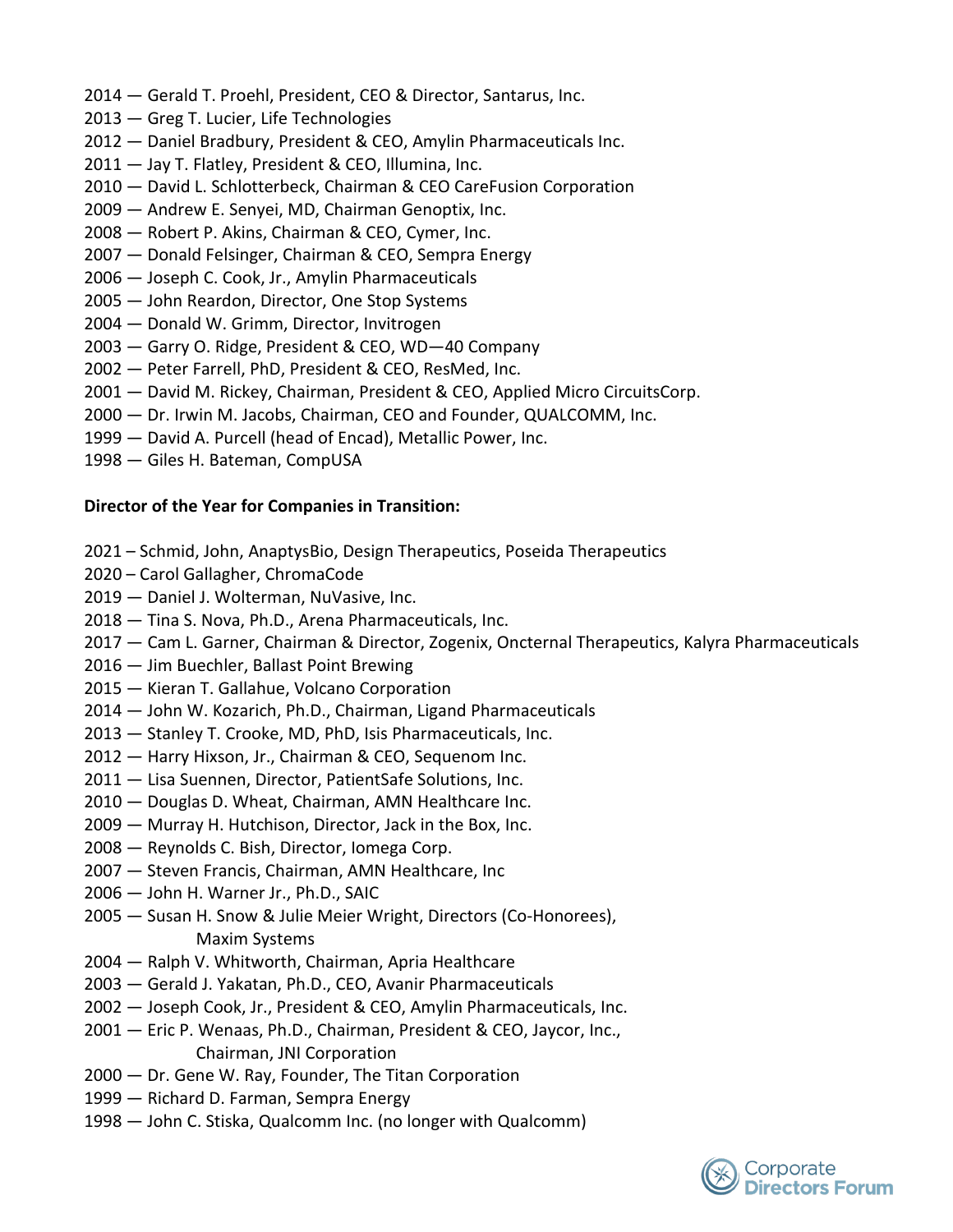2014 — Gerald T. Proehl, President, CEO & Director, Santarus, Inc.
2013 — Greg T. Lucier, Life Technologies
2012 — Daniel Bradbury, President & CEO, Amylin Pharmaceuticals Inc.
2011 — Jay T. Flatley, President & CEO, Illumina, Inc.
2010 — David L. Schlotterbeck, Chairman & CEO CareFusion Corporation
2009 — Andrew E. Senyei, MD, Chairman Genoptix, Inc.
2008 — Robert P. Akins, Chairman & CEO, Cymer, Inc.
2007 — Donald Felsinger, Chairman & CEO, Sempra Energy
2006 — Joseph C. Cook, Jr., Amylin Pharmaceuticals
2005 — John Reardon, Director, One Stop Systems
2004 — Donald W. Grimm, Director, Invitrogen
2003 — Garry O. Ridge, President & CEO, WD—40 Company
2002 — Peter Farrell, PhD, President & CEO, ResMed, Inc.
2001 — David M. Rickey, Chairman, President & CEO, Applied Micro CircuitsCorp.
2000 — Dr. Irwin M. Jacobs, Chairman, CEO and Founder, QUALCOMM, Inc.
1999 — David A. Purcell (head of Encad), Metallic Power, Inc.
1998 — Giles H. Bateman, CompUSA

**Director of the Year for Companies in Transition:**

2021 – Schmid, John, AnaptysBio, Design Therapeutics, Poseida Therapeutics
2020 – Carol Gallagher, ChromaCode
2019 — Daniel J. Wolterman, NuVasive, Inc.
2018 — Tina S. Nova, Ph.D., Arena Pharmaceuticals, Inc.
2017 — Cam L. Garner, Chairman & Director, Zogenix, Oncternal Therapeutics, Kalyra Pharmaceuticals
2016 — Jim Buechler, Ballast Point Brewing
2015 — Kieran T. Gallahue, Volcano Corporation
2014 — John W. Kozarich, Ph.D., Chairman, Ligand Pharmaceuticals
2013 — Stanley T. Crooke, MD, PhD, Isis Pharmaceuticals, Inc.
2012 — Harry Hixson, Jr., Chairman & CEO, Sequenom Inc.
2011 — Lisa Suennen, Director, PatientSafe Solutions, Inc.
2010 — Douglas D. Wheat, Chairman, AMN Healthcare Inc.
2009 — Murray H. Hutchison, Director, Jack in the Box, Inc.
2008 — Reynolds C. Bish, Director, Iomega Corp.
2007 — Steven Francis, Chairman, AMN Healthcare, Inc
2006 — John H. Warner Jr., Ph.D., SAIC
2005 — Susan H. Snow & Julie Meier Wright, Directors (Co-Honorees), Maxim Systems
2004 — Ralph V. Whitworth, Chairman, Apria Healthcare
2003 — Gerald J. Yakatan, Ph.D., CEO, Avanir Pharmaceuticals
2002 — Joseph Cook, Jr., President & CEO, Amylin Pharmaceuticals, Inc.
2001 — Eric P. Wenaas, Ph.D., Chairman, President & CEO, Jaycor, Inc., Chairman, JNI Corporation
2000 — Dr. Gene W. Ray, Founder, The Titan Corporation
1999 — Richard D. Farman, Sempra Energy
1998 — John C. Stiska, Qualcomm Inc. (no longer with Qualcomm)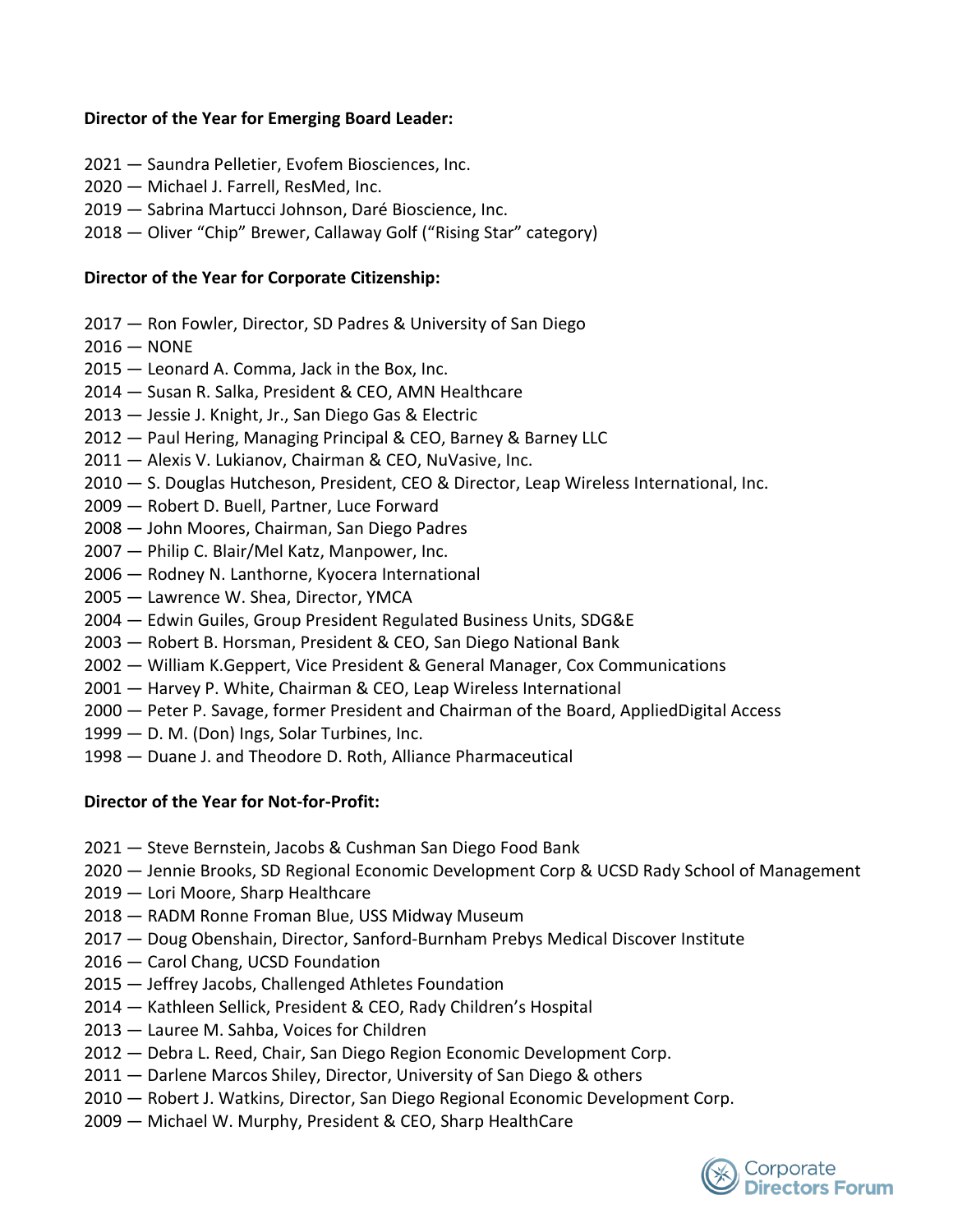**Director of the Year for Emerging Board Leader:**

2021 — Saundra Pelletier, Evofem Biosciences, Inc.
2020 — Michael J. Farrell, ResMed, Inc.
2019 — Sabrina Martucci Johnson, Daré Bioscience, Inc.
2018 — Oliver “Chip” Brewer, Callaway Golf (“Rising Star” category)

**Director of the Year for Corporate Citizenship:**

2017 — Ron Fowler, Director, SD Padres & University of San Diego
2016 — NONE
2015 — Leonard A. Comma, Jack in the Box, Inc.
2014 — Susan R. Salka, President & CEO, AMN Healthcare
2013 — Jessie J. Knight, Jr., San Diego Gas & Electric
2012 — Paul Hering, Managing Principal & CEO, Barney & Barney LLC
2011 — Alexis V. Lukianov, Chairman & CEO, NuVasive, Inc.
2010 — S. Douglas Hutcheson, President, CEO & Director, Leap Wireless International, Inc.
2009 — Robert D. Buell, Partner, Luce Forward
2008 — John Moores, Chairman, San Diego Padres
2007 — Philip C. Blair/Mel Katz, Manpower, Inc.
2006 — Rodney N. Lanthorne, Kyocera International
2005 — Lawrence W. Shea, Director, YMCA
2004 — Edwin Guiles, Group President Regulated Business Units, SDG&E
2003 — Robert B. Horsman, President & CEO, San Diego National Bank
2002 — William K.Geppert, Vice President & General Manager, Cox Communications
2001 — Harvey P. White, Chairman & CEO, Leap Wireless International
2000 — Peter P. Savage, former President and Chairman of the Board, AppliedDigital Access
1999 — D. M. (Don) Ings, Solar Turbines, Inc.
1998 — Duane J. and Theodore D. Roth, Alliance Pharmaceutical

**Director of the Year for Not-for-Profit:**

2021 — Steve Bernstein, Jacobs & Cushman San Diego Food Bank
2020 — Jennie Brooks, SD Regional Economic Development Corp & UCSD Rady School of Management
2019 — Lori Moore, Sharp Healthcare
2018 — RADM Ronne Froman Blue, USS Midway Museum
2017 — Doug Obenshain, Director, Sanford-Burnham Prebys Medical Discover Institute
2016 — Carol Chang, UCSD Foundation
2015 — Jeffrey Jacobs, Challenged Athletes Foundation
2014 — Kathleen Sellick, President & CEO, Rady Children’s Hospital
2013 — Lauree M. Sahba, Voices for Children
2012 — Debra L. Reed, Chair, San Diego Region Economic Development Corp.
2011 — Darlene Marcos Shiley, Director, University of San Diego & others
2010 — Robert J. Watkins, Director, San Diego Regional Economic Development Corp.
2009 — Michael W. Murphy, President & CEO, Sharp HealthCare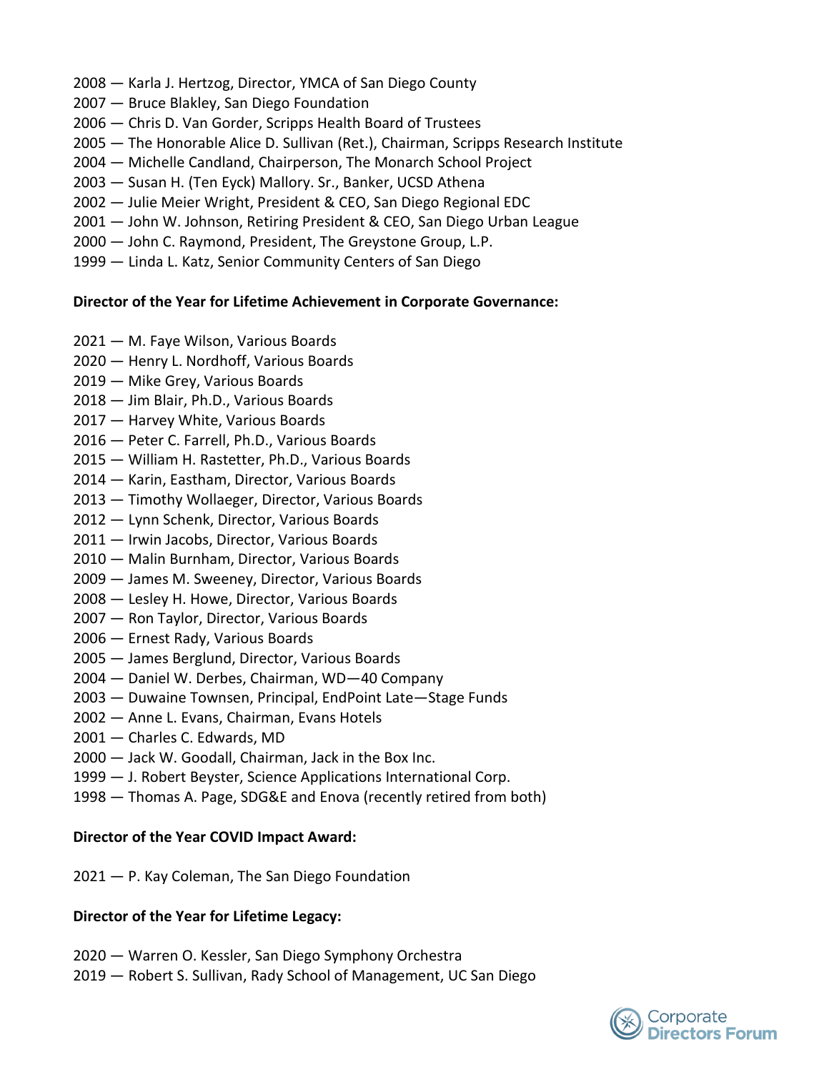2008 — Karla J. Hertzog, Director, YMCA of San Diego County  
2007 — Bruce Blakley, San Diego Foundation  
2006 — Chris D. Van Gorder, Scripps Health Board of Trustees  
2005 — The Honorable Alice D. Sullivan (Ret.), Chairman, Scripps Research Institute  
2004 — Michelle Candland, Chairperson, The Monarch School Project  
2003 — Susan H. (Ten Eyck) Mallory. Sr., Banker, UCSD Athena  
2002 — Julie Meier Wright, President & CEO, San Diego Regional EDC  
2001 — John W. Johnson, Retiring President & CEO, San Diego Urban League  
2000 — John C. Raymond, President, The Greystone Group, L.P.  
1999 — Linda L. Katz, Senior Community Centers of San Diego

**Director of the Year for Lifetime Achievement in Corporate Governance:**

2021 — M. Faye Wilson, Various Boards  
2020 — Henry L. Nordhoff, Various Boards  
2019 — Mike Grey, Various Boards  
2018 — Jim Blair, Ph.D., Various Boards  
2017 — Harvey White, Various Boards  
2016 — Peter C. Farrell, Ph.D., Various Boards  
2015 — William H. Rastetter, Ph.D., Various Boards  
2014 — Karin, Eastham, Director, Various Boards  
2013 — Timothy Wollaeger, Director, Various Boards  
2012 — Lynn Schenk, Director, Various Boards  
2011 — Irwin Jacobs, Director, Various Boards  
2010 — Malin Burnham, Director, Various Boards  
2009 — James M. Sweeney, Director, Various Boards  
2008 — Lesley H. Howe, Director, Various Boards  
2007 — Ron Taylor, Director, Various Boards  
2006 — Ernest Rady, Various Boards  
2005 — James Berglund, Director, Various Boards  
2004 — Daniel W. Derbes, Chairman, WD—40 Company  
2003 — Duwaine Townsen, Principal, EndPoint Late—Stage Funds  
2002 — Anne L. Evans, Chairman, Evans Hotels  
2001 — Charles C. Edwards, MD  
2000 — Jack W. Goodall, Chairman, Jack in the Box Inc.  
1999 — J. Robert Beyster, Science Applications International Corp.  
1998 — Thomas A. Page, SDG&E and Enova (recently retired from both)

**Director of the Year COVID Impact Award:**

2021 — P. Kay Coleman, The San Diego Foundation

**Director of the Year for Lifetime Legacy:**

2020 — Warren O. Kessler, San Diego Symphony Orchestra  
2019 — Robert S. Sullivan, Rady School of Management, UC San Diego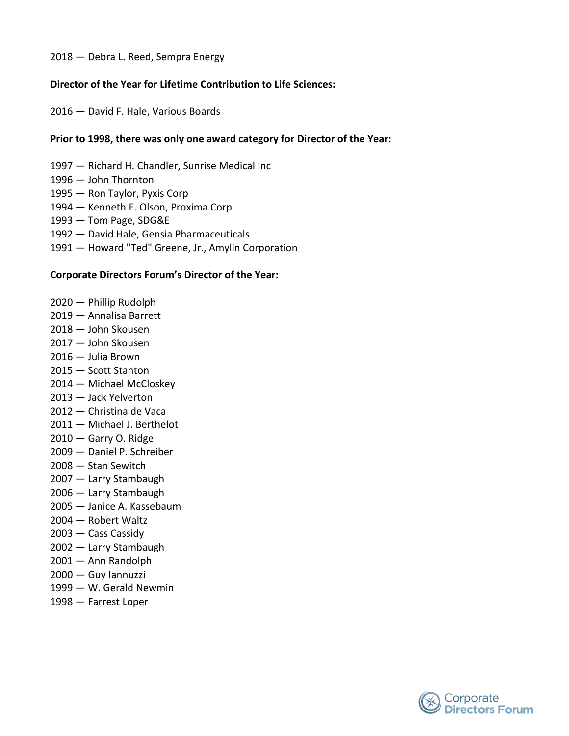2018 — Debra L. Reed, Sempra Energy

**Director of the Year for Lifetime Contribution to Life Sciences:**

2016 — David F. Hale, Various Boards

**Prior to 1998, there was only one award category for Director of the Year:**

1997 — Richard H. Chandler, Sunrise Medical Inc
1996 — John Thornton
1995 — Ron Taylor, Pyxis Corp
1994 — Kenneth E. Olson, Proxima Corp
1993 — Tom Page, SDG&E
1992 — David Hale, Gensia Pharmaceuticals
1991 — Howard "Ted" Greene, Jr., Amylin Corporation

**Corporate Directors Forum's Director of the Year:**

2020 — Phillip Rudolph
2019 — Annalisa Barrett
2018 — John Skousen
2017 — John Skousen
2016 — Julia Brown
2015 — Scott Stanton
2014 — Michael McCloskey
2013 — Jack Yelverton
2012 — Christina de Vaca
2011 — Michael J. Berthelot
2010 — Garry O. Ridge
2009 — Daniel P. Schreiber
2008 — Stan Sewitch
2007 — Larry Stambaugh
2006 — Larry Stambaugh
2005 — Janice A. Kassebaum
2004 — Robert Waltz
2003 — Cass Cassidy
2002 — Larry Stambaugh
2001 — Ann Randolph
2000 — Guy Iannuzzi
1999 — W. Gerald Newmin
1998 — Farrest Loper